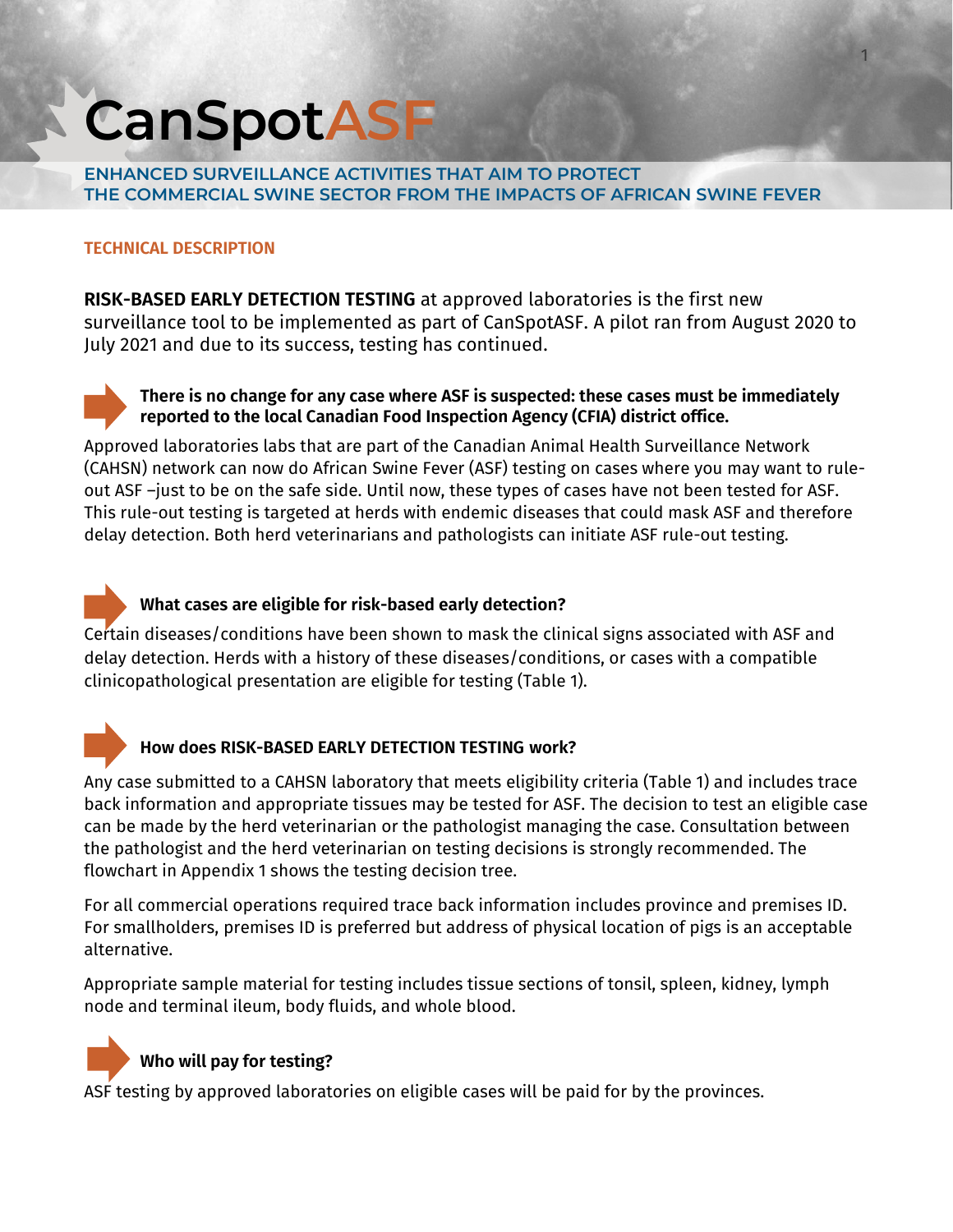# CanSpotASF

## ENHANCED SURVEILLANCE ACTIVITIES THAT AIM TO PROTECT THE COMMERCIAL SWINE SECTOR FROM THE IMPACTS OF AFRICAN SWINE FEVER

### TECHNICAL DESCRIPTION

**RISK-BASED EARLY DETECTION TESTING** at approved laboratories is the first new surveillance tool to be implemented as part of CanSpotASF. A pilot ran from August 2020 to July 2021 and due to its success, testing has continued.

**There is no change for any case where ASF is suspected: these cases must be immediately reported to the local Canadian Food Inspection Agency (CFIA) district office.**

Approved laboratories labs that are part of the Canadian Animal Health Surveillance Network (CAHSN) network can now do African Swine Fever (ASF) testing on cases where you may want to rule-out ASF –just to be on the safe side. Until now, these types of cases have not been tested for ASF. This rule-out testing is targeted at herds with endemic diseases that could mask ASF and therefore delay detection. Both herd veterinarians and pathologists can initiate ASF rule-out testing.

**What cases are eligible for risk-based early detection?**

Certain diseases/conditions have been shown to mask the clinical signs associated with ASF and delay detection. Herds with a history of these diseases/conditions, or cases with a compatible clinicopathological presentation are eligible for testing (Table 1).

**How does RISK-BASED EARLY DETECTION TESTING work?**

Any case submitted to a CAHSN laboratory that meets eligibility criteria (Table 1) and includes trace back information and appropriate tissues may be tested for ASF. The decision to test an eligible case can be made by the herd veterinarian or the pathologist managing the case. Consultation between the pathologist and the herd veterinarian on testing decisions is strongly recommended. The flowchart in Appendix 1 shows the testing decision tree.

For all commercial operations required trace back information includes province and premises ID. For smallholders, premises ID is preferred but address of physical location of pigs is an acceptable alternative.

Appropriate sample material for testing includes tissue sections of tonsil, spleen, kidney, lymph node and terminal ileum, body fluids, and whole blood.

**Who will pay for testing?**

ASF testing by approved laboratories on eligible cases will be paid for by the provinces.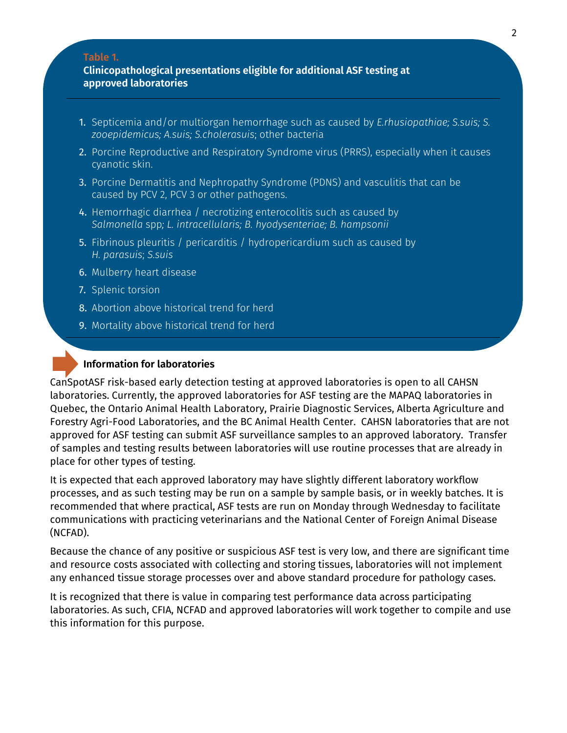**Table 1.**

**Clinicopathological presentations eligible for additional ASF testing at approved laboratories**

1. Septicemia and/or multiorgan hemorrhage such as caused by *E.rhusiopathiae; S.suis; S. zooepidemicus; A.suis; S.cholerasuis*; other bacteria
2. Porcine Reproductive and Respiratory Syndrome virus (PRRS), especially when it causes cyanotic skin.
3. Porcine Dermatitis and Nephropathy Syndrome (PDNS) and vasculitis that can be caused by PCV 2, PCV 3 or other pathogens.
4. Hemorrhagic diarrhea / necrotizing enterocolitis such as caused by *Salmonella* spp*; L. intracellularis; B. hyodysenteriae; B. hampsonii*
5. Fibrinous pleuritis / pericarditis / hydropericardium such as caused by *H. parasuis*; *S.suis*
6. Mulberry heart disease
7. Splenic torsion
8. Abortion above historical trend for herd
9. Mortality above historical trend for herd

### Information for laboratories

CanSpotASF risk-based early detection testing at approved laboratories is open to all CAHSN laboratories. Currently, the approved laboratories for ASF testing are the MAPAQ laboratories in Quebec, the Ontario Animal Health Laboratory, Prairie Diagnostic Services, Alberta Agriculture and Forestry Agri-Food Laboratories, and the BC Animal Health Center. CAHSN laboratories that are not approved for ASF testing can submit ASF surveillance samples to an approved laboratory. Transfer of samples and testing results between laboratories will use routine processes that are already in place for other types of testing.

It is expected that each approved laboratory may have slightly different laboratory workflow processes, and as such testing may be run on a sample by sample basis, or in weekly batches. It is recommended that where practical, ASF tests are run on Monday through Wednesday to facilitate communications with practicing veterinarians and the National Center of Foreign Animal Disease (NCFAD).

Because the chance of any positive or suspicious ASF test is very low, and there are significant time and resource costs associated with collecting and storing tissues, laboratories will not implement any enhanced tissue storage processes over and above standard procedure for pathology cases.

It is recognized that there is value in comparing test performance data across participating laboratories. As such, CFIA, NCFAD and approved laboratories will work together to compile and use this information for this purpose.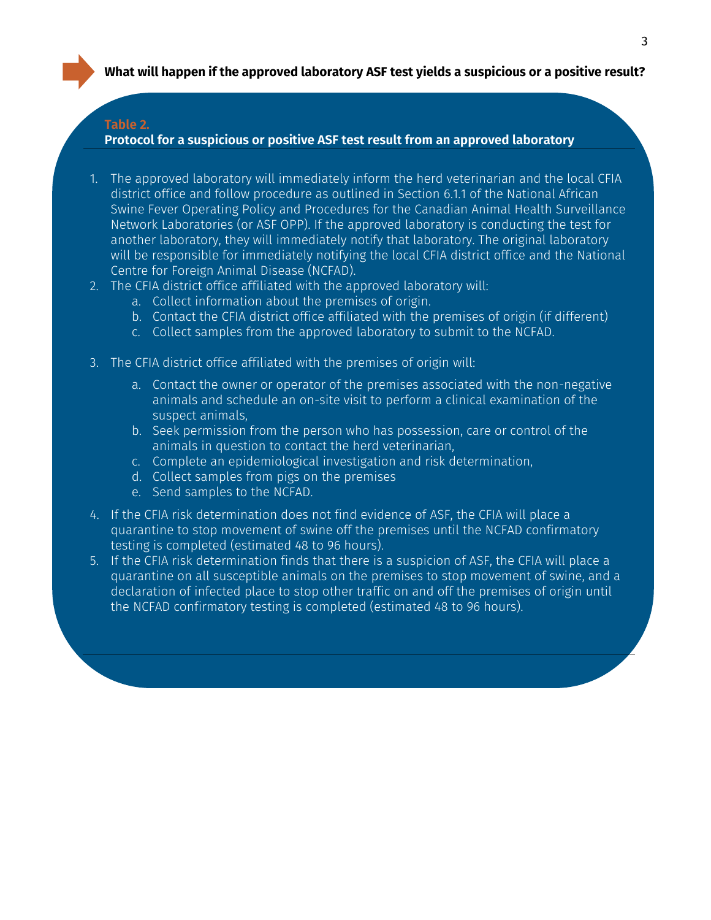**What will happen if the approved laboratory ASF test yields a suspicious or a positive result?**

**Table 2.**

**Protocol for a suspicious or positive ASF test result from an approved laboratory**

1. The approved laboratory will immediately inform the herd veterinarian and the local CFIA district office and follow procedure as outlined in Section 6.1.1 of the National African Swine Fever Operating Policy and Procedures for the Canadian Animal Health Surveillance Network Laboratories (or ASF OPP). If the approved laboratory is conducting the test for another laboratory, they will immediately notify that laboratory. The original laboratory will be responsible for immediately notifying the local CFIA district office and the National Centre for Foreign Animal Disease (NCFAD).
2. The CFIA district office affiliated with the approved laboratory will:
   a. Collect information about the premises of origin.
   b. Contact the CFIA district office affiliated with the premises of origin (if different)
   c. Collect samples from the approved laboratory to submit to the NCFAD.
3. The CFIA district office affiliated with the premises of origin will:
   a. Contact the owner or operator of the premises associated with the non-negative animals and schedule an on-site visit to perform a clinical examination of the suspect animals,
   b. Seek permission from the person who has possession, care or control of the animals in question to contact the herd veterinarian,
   c. Complete an epidemiological investigation and risk determination,
   d. Collect samples from pigs on the premises
   e. Send samples to the NCFAD.
4. If the CFIA risk determination does not find evidence of ASF, the CFIA will place a quarantine to stop movement of swine off the premises until the NCFAD confirmatory testing is completed (estimated 48 to 96 hours).
5. If the CFIA risk determination finds that there is a suspicion of ASF, the CFIA will place a quarantine on all susceptible animals on the premises to stop movement of swine, and a declaration of infected place to stop other traffic on and off the premises of origin until the NCFAD confirmatory testing is completed (estimated 48 to 96 hours).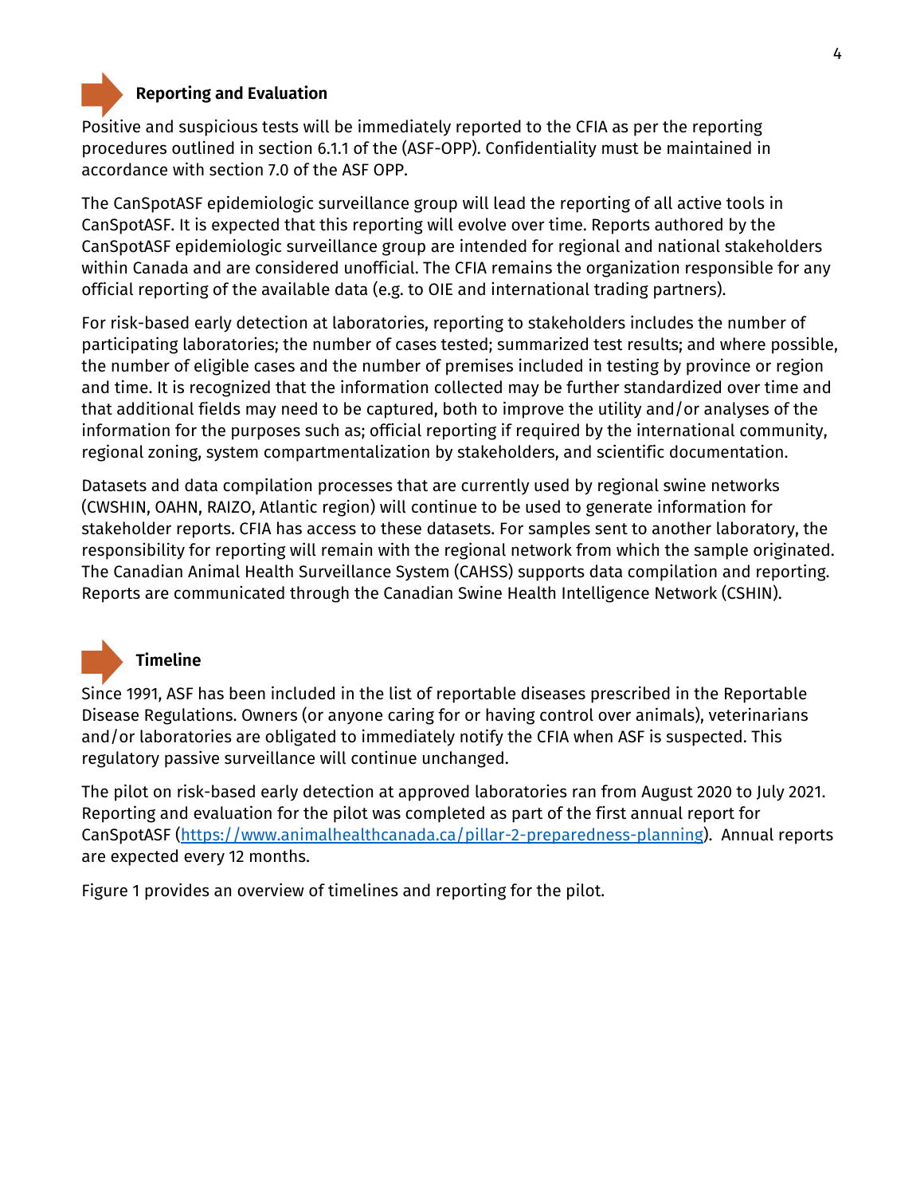## Reporting and Evaluation

Positive and suspicious tests will be immediately reported to the CFIA as per the reporting procedures outlined in section 6.1.1 of the (ASF-OPP). Confidentiality must be maintained in accordance with section 7.0 of the ASF OPP.

The CanSpotASF epidemiologic surveillance group will lead the reporting of all active tools in CanSpotASF. It is expected that this reporting will evolve over time. Reports authored by the CanSpotASF epidemiologic surveillance group are intended for regional and national stakeholders within Canada and are considered unofficial. The CFIA remains the organization responsible for any official reporting of the available data (e.g. to OIE and international trading partners).

For risk-based early detection at laboratories, reporting to stakeholders includes the number of participating laboratories; the number of cases tested; summarized test results; and where possible, the number of eligible cases and the number of premises included in testing by province or region and time. It is recognized that the information collected may be further standardized over time and that additional fields may need to be captured, both to improve the utility and/or analyses of the information for the purposes such as; official reporting if required by the international community, regional zoning, system compartmentalization by stakeholders, and scientific documentation.

Datasets and data compilation processes that are currently used by regional swine networks (CWSHIN, OAHN, RAIZO, Atlantic region) will continue to be used to generate information for stakeholder reports. CFIA has access to these datasets. For samples sent to another laboratory, the responsibility for reporting will remain with the regional network from which the sample originated. The Canadian Animal Health Surveillance System (CAHSS) supports data compilation and reporting. Reports are communicated through the Canadian Swine Health Intelligence Network (CSHIN).

## Timeline

Since 1991, ASF has been included in the list of reportable diseases prescribed in the Reportable Disease Regulations. Owners (or anyone caring for or having control over animals), veterinarians and/or laboratories are obligated to immediately notify the CFIA when ASF is suspected. This regulatory passive surveillance will continue unchanged.

The pilot on risk-based early detection at approved laboratories ran from August 2020 to July 2021. Reporting and evaluation for the pilot was completed as part of the first annual report for CanSpotASF (https://www.animalhealthcanada.ca/pillar-2-preparedness-planning). Annual reports are expected every 12 months.

Figure 1 provides an overview of timelines and reporting for the pilot.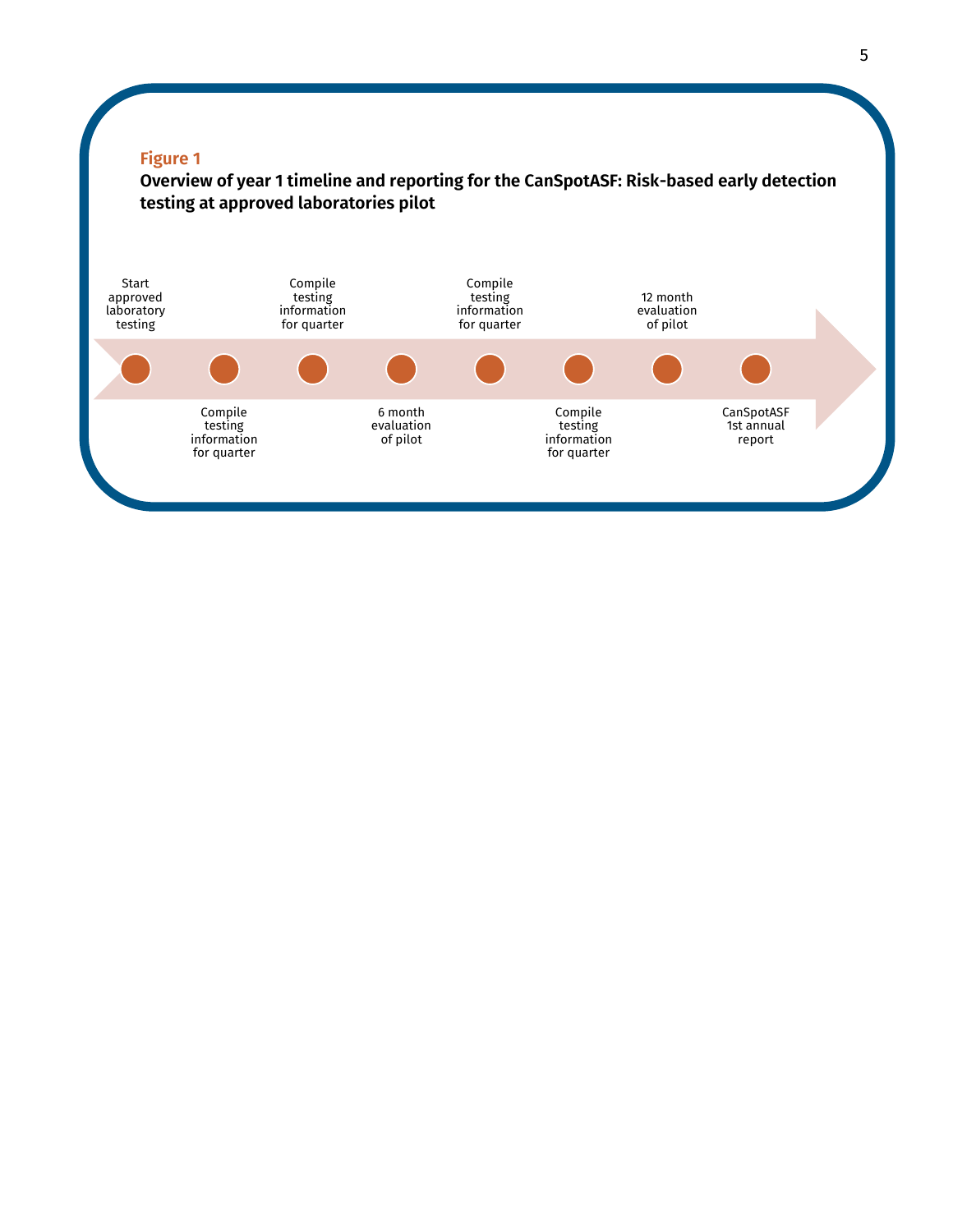**Figure 1**

**Overview of year 1 timeline and reporting for the CanSpotASF: Risk-based early detection testing at approved laboratories pilot**

1. Start approved laboratory testing
2. Compile testing information for quarter
3. Compile testing information for quarter
4. 6 month evaluation of pilot
5. Compile testing information for quarter
6. Compile testing information for quarter
7. 12 month evaluation of pilot
8. CanSpotASF 1st annual report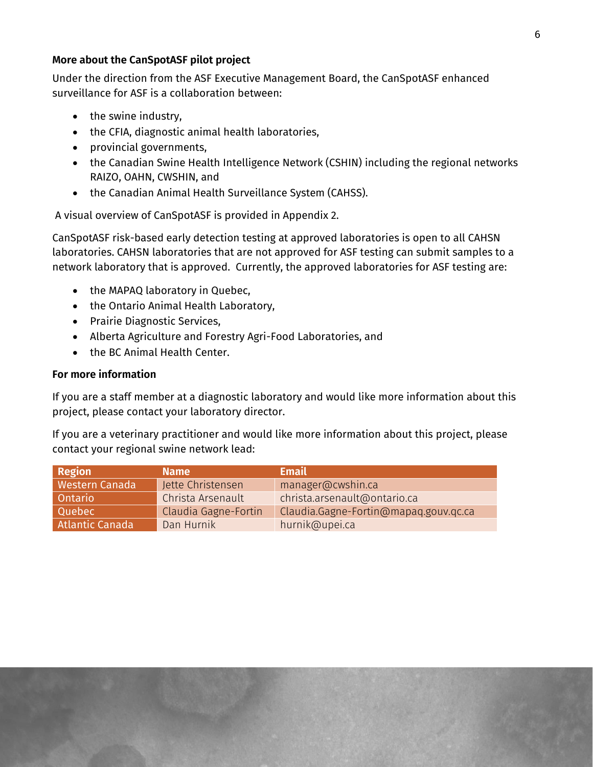**More about the CanSpotASF pilot project**

Under the direction from the ASF Executive Management Board, the CanSpotASF enhanced surveillance for ASF is a collaboration between:

- the swine industry,
- the CFIA, diagnostic animal health laboratories,
- provincial governments,
- the Canadian Swine Health Intelligence Network (CSHIN) including the regional networks RAIZO, OAHN, CWSHIN, and
- the Canadian Animal Health Surveillance System (CAHSS).

A visual overview of CanSpotASF is provided in Appendix 2.

CanSpotASF risk-based early detection testing at approved laboratories is open to all CAHSN laboratories. CAHSN laboratories that are not approved for ASF testing can submit samples to a network laboratory that is approved. Currently, the approved laboratories for ASF testing are:

- the MAPAQ laboratory in Quebec,
- the Ontario Animal Health Laboratory,
- Prairie Diagnostic Services,
- Alberta Agriculture and Forestry Agri-Food Laboratories, and
- the BC Animal Health Center.

**For more information**

If you are a staff member at a diagnostic laboratory and would like more information about this project, please contact your laboratory director.

If you are a veterinary practitioner and would like more information about this project, please contact your regional swine network lead:

| Region | Name | Email |
|---|---|---|
| Western Canada | Jette Christensen | manager@cwshin.ca |
| Ontario | Christa Arsenault | christa.arsenault@ontario.ca |
| Quebec | Claudia Gagne-Fortin | Claudia.Gagne-Fortin@mapaq.gouv.qc.ca |
| Atlantic Canada | Dan Hurnik | hurnik@upei.ca |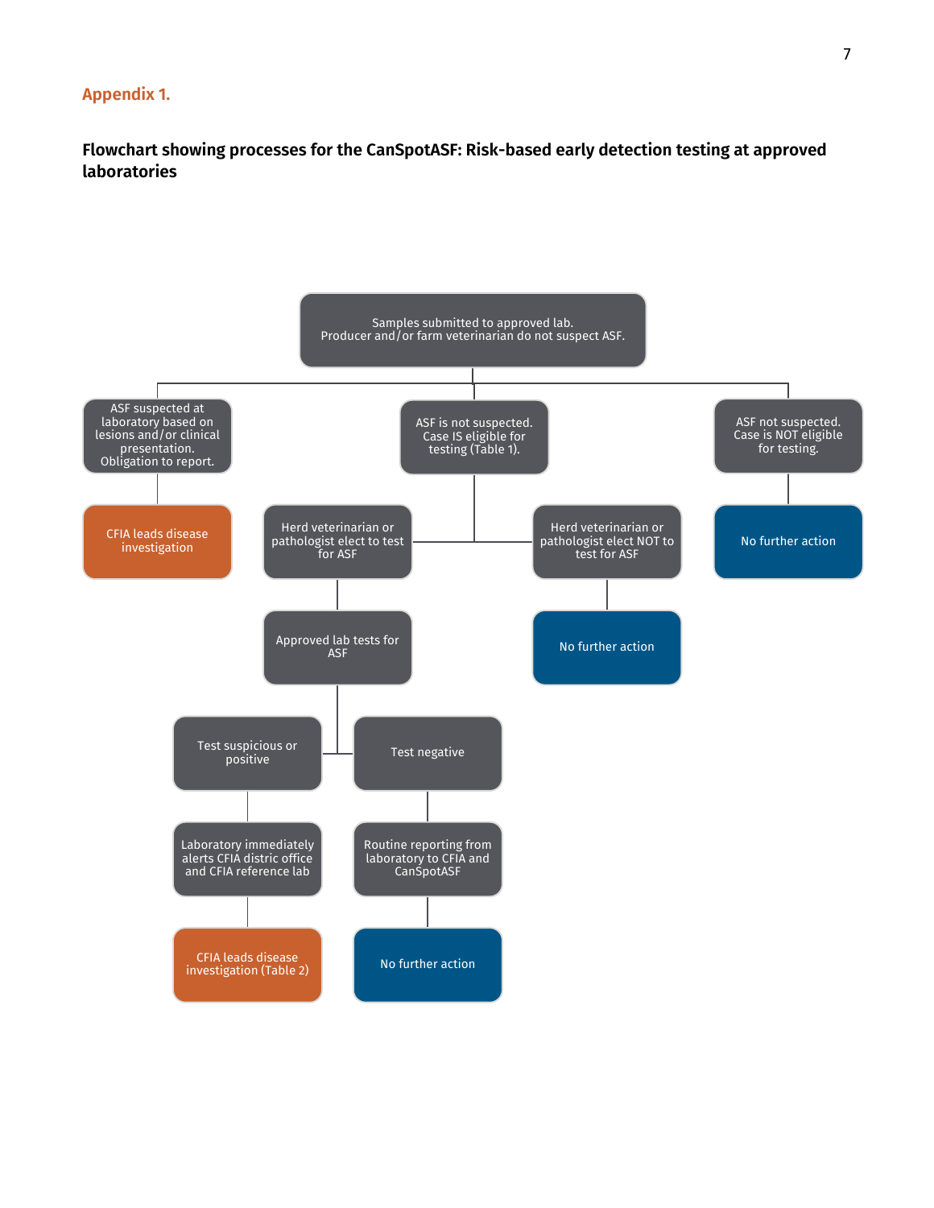## Appendix 1.

**Flowchart showing processes for the CanSpotASF: Risk-based early detection testing at approved laboratories**

Samples submitted to approved lab.
Producer and/or farm veterinarian do not suspect ASF.

- ASF suspected at laboratory based on lesions and/or clinical presentation. Obligation to report.
  - CFIA leads disease investigation
- ASF is not suspected. Case IS eligible for testing (Table 1).
  - Herd veterinarian or pathologist elect to test for ASF
    - Approved lab tests for ASF
      - Test suspicious or positive
        - Laboratory immediately alerts CFIA distric office and CFIA reference lab
          - CFIA leads disease investigation (Table 2)
      - Test negative
        - Routine reporting from laboratory to CFIA and CanSpotASF
          - No further action
  - Herd veterinarian or pathologist elect NOT to test for ASF
    - No further action
- ASF not suspected. Case is NOT eligible for testing.
  - No further action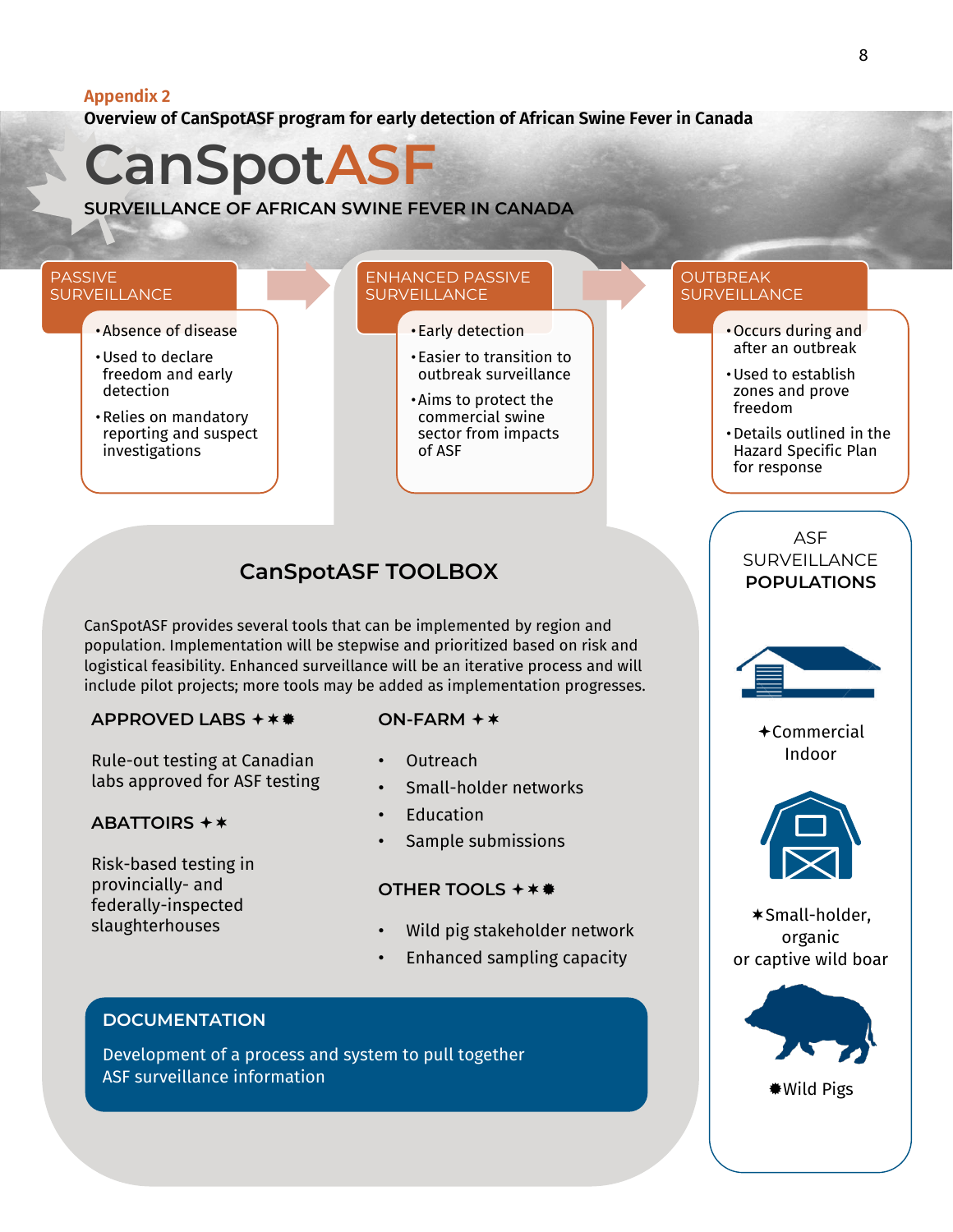**Appendix 2**

**Overview of CanSpotASF program for early detection of African Swine Fever in Canada**

# CanSpotASF

SURVEILLANCE OF AFRICAN SWINE FEVER IN CANADA

## PASSIVE SURVEILLANCE

- Absence of disease
- Used to declare freedom and early detection
- Relies on mandatory reporting and suspect investigations

## ENHANCED PASSIVE SURVEILLANCE

- Early detection
- Easier to transition to outbreak surveillance
- Aims to protect the commercial swine sector from impacts of ASF

## OUTBREAK SURVEILLANCE

- Occurs during and after an outbreak
- Used to establish zones and prove freedom
- Details outlined in the Hazard Specific Plan for response

## CanSpotASF TOOLBOX

CanSpotASF provides several tools that can be implemented by region and population. Implementation will be stepwise and prioritized based on risk and logistical feasibility. Enhanced surveillance will be an iterative process and will include pilot projects; more tools may be added as implementation progresses.

### APPROVED LABS ✦✶✹

Rule-out testing at Canadian labs approved for ASF testing

### ABATTOIRS ✦✶

Risk-based testing in provincially- and federally-inspected slaughterhouses

### ON-FARM ✦✶

- Outreach
- Small-holder networks
- Education
- Sample submissions

### OTHER TOOLS ✦✶✹

- Wild pig stakeholder network
- Enhanced sampling capacity

### DOCUMENTATION

Development of a process and system to pull together ASF surveillance information

## ASF SURVEILLANCE **POPULATIONS**

✦Commercial Indoor

✶Small-holder, organic or captive wild boar

✹Wild Pigs